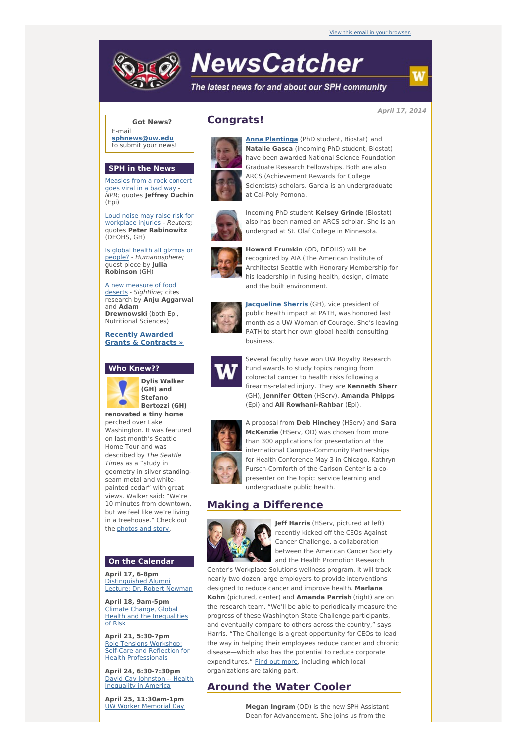View this email in your browser.

# NewsCatcher

*The latest news for and about our SPH community*

*April 17, 2014*

**Got News?**

E-mail **sphnews@uw.edu** to submit your news!

## SPH in the News

Measles from a rock concert goes viral in a bad way - *NPR;* quotes **Jeffrey Duchin** (Epi)

Loud noise may raise risk for workplace injuries - *Reuters;* quotes **Peter Rabinowitz** (DEOHS, GH)

Is global health all gizmos or people? - *Humanosphere;* guest piece by **Julia Robinson** (GH)

A new measure of food deserts - *Sightline;* cites research by **Anju Aggarwal** and **Adam Drewnowski** (both Epi, Nutritional Sciences)

**Recently Awarded Grants & Contracts »**

## Who Knew??

**Dylis Walker (GH) and Stefano Bertozzi (GH) renovated a tiny home** perched over Lake Washington. It was featured on last month's Seattle Home Tour and was described by *The Seattle Times* as a "study in geometry in silver standing-seam metal and white-painted cedar" with great views. Walker said: "We're 10 minutes from downtown, but we feel like we're living in a treehouse." Check out the photos and story.

## On the Calendar

**April 17, 6-8pm**
Distinguished Alumni Lecture: Dr. Robert Newman

**April 18, 9am-5pm**
Climate Change, Global Health and the Inequalities of Risk

**April 21, 5:30-7pm**
Role Tensions Workshop: Self-Care and Reflection for Health Professionals

**April 24, 6:30-7:30pm**
David Cay Johnston -- Health Inequality in America

**April 25, 11:30am-1pm**
UW Worker Memorial Day

## Congrats!

**Anna Plantinga** (PhD student, Biostat) and **Natalie Gasca** (incoming PhD student, Biostat) have been awarded National Science Foundation Graduate Research Fellowships. Both are also ARCS (Achievement Rewards for College Scientists) scholars. Garcia is an undergraduate at Cal-Poly Pomona.

Incoming PhD student **Kelsey Grinde** (Biostat) also has been named an ARCS scholar. She is an undergrad at St. Olaf College in Minnesota.

**Howard Frumkin** (OD, DEOHS) will be recognized by AIA (The American Institute of Architects) Seattle with Honorary Membership for his leadership in fusing health, design, climate and the built environment.

**Jacqueline Sherris** (GH), vice president of public health impact at PATH, was honored last month as a UW Woman of Courage. She's leaving PATH to start her own global health consulting business.

Several faculty have won UW Royalty Research Fund awards to study topics ranging from colorectal cancer to health risks following a firearms-related injury. They are **Kenneth Sherr** (GH), **Jennifer Otten** (HServ), **Amanda Phipps** (Epi) and **Ali Rowhani-Rahbar** (Epi).

A proposal from **Deb Hinchey** (HServ) and **Sara McKenzie** (HServ, OD) was chosen from more than 300 applications for presentation at the international Campus-Community Partnerships for Health Conference May 3 in Chicago. Kathryn Pursch-Cornforth of the Carlson Center is a co-presenter on the topic: service learning and undergraduate public health.

## Making a Difference

**Jeff Harris** (HServ, pictured at left) recently kicked off the CEOs Against Cancer Challenge, a collaboration between the American Cancer Society and the Health Promotion Research Center's Workplace Solutions wellness program. It will track nearly two dozen large employers to provide interventions designed to reduce cancer and improve health. **Marlana Kohn** (pictured, center) and **Amanda Parrish** (right) are on the research team. "We'll be able to periodically measure the progress of these Washington State Challenge participants, and eventually compare to others across the country," says Harris. "The Challenge is a great opportunity for CEOs to lead the way in helping their employees reduce cancer and chronic disease—which also has the potential to reduce corporate expenditures." Find out more, including which local organizations are taking part.

## Around the Water Cooler

**Megan Ingram** (OD) is the new SPH Assistant Dean for Advancement. She joins us from the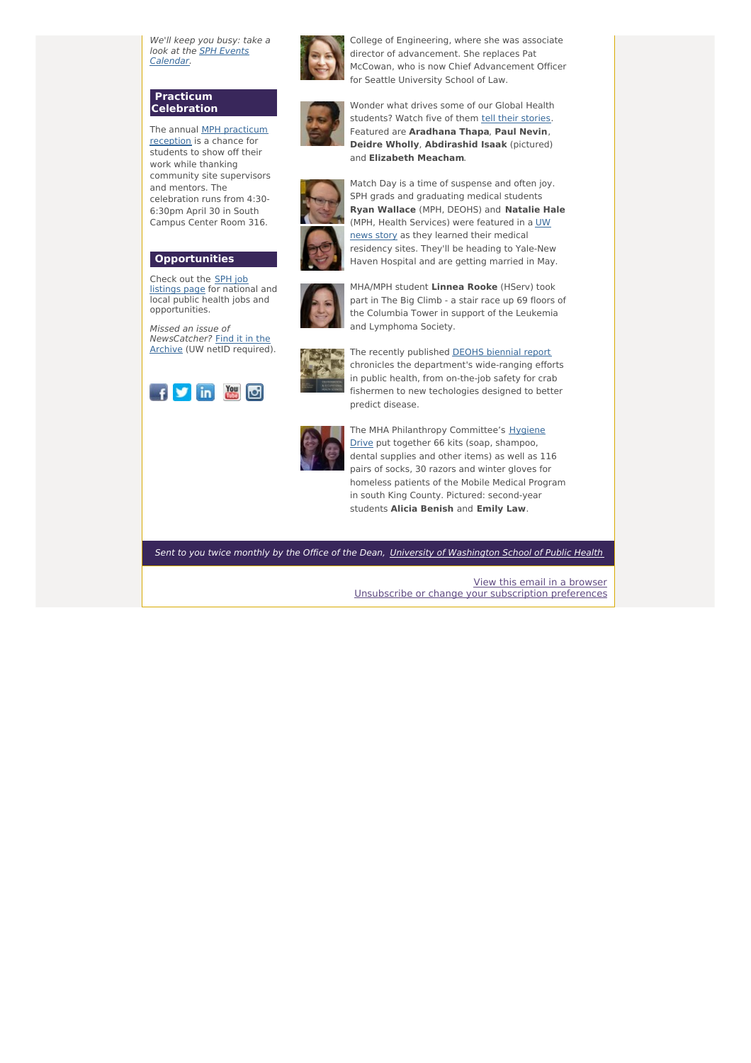*We'll keep you busy: take a look at the SPH Events Calendar.*

## Practicum Celebration

The annual MPH practicum reception is a chance for students to show off their work while thanking community site supervisors and mentors. The celebration runs from 4:30-6:30pm April 30 in South Campus Center Room 316.

## Opportunities

Check out the SPH job listings page for national and local public health jobs and opportunities.

*Missed an issue of NewsCatcher?* Find it in the Archive (UW netID required).

College of Engineering, where she was associate director of advancement. She replaces Pat McCowan, who is now Chief Advancement Officer for Seattle University School of Law.

Wonder what drives some of our Global Health students? Watch five of them tell their stories. Featured are **Aradhana Thapa**, **Paul Nevin**, **Deidre Wholly**, **Abdirashid Isaak** (pictured) and **Elizabeth Meacham**.

Match Day is a time of suspense and often joy. SPH grads and graduating medical students **Ryan Wallace** (MPH, DEOHS) and **Natalie Hale** (MPH, Health Services) were featured in a UW news story as they learned their medical residency sites. They'll be heading to Yale-New Haven Hospital and are getting married in May.

MHA/MPH student **Linnea Rooke** (HServ) took part in The Big Climb - a stair race up 69 floors of the Columbia Tower in support of the Leukemia and Lymphoma Society.

The recently published DEOHS biennial report chronicles the department's wide-ranging efforts in public health, from on-the-job safety for crab fishermen to new techologies designed to better predict disease.

The MHA Philanthropy Committee's Hygiene Drive put together 66 kits (soap, shampoo, dental supplies and other items) as well as 116 pairs of socks, 30 razors and winter gloves for homeless patients of the Mobile Medical Program in south King County. Pictured: second-year students **Alicia Benish** and **Emily Law**.

*Sent to you twice monthly by the Office of the Dean, University of Washington School of Public Health*

View this email in a browser
Unsubscribe or change your subscription preferences